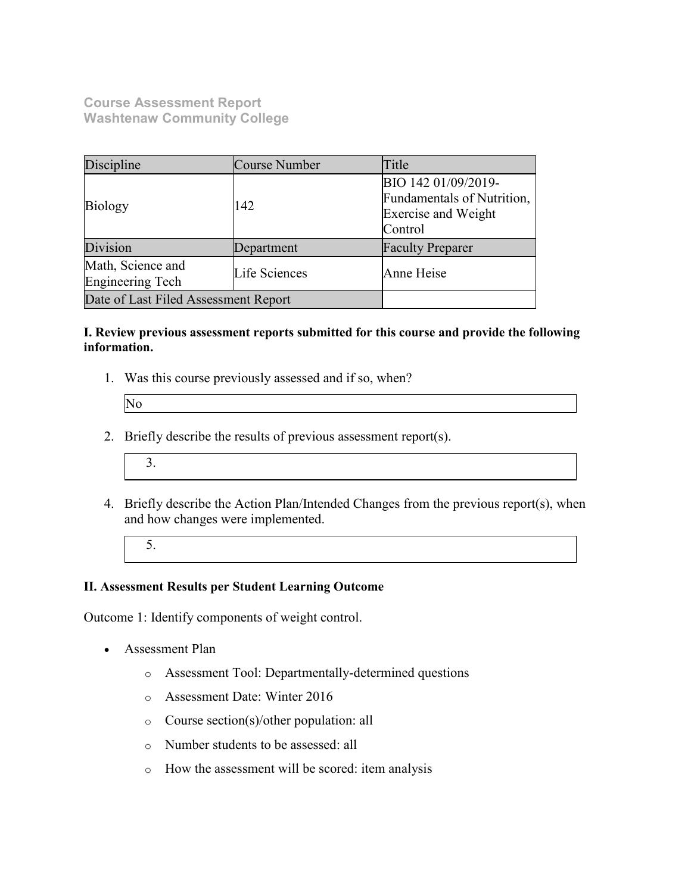**Course Assessment Report**
**Washtenaw Community College**

| Discipline | Course Number | Title |
|---|---|---|
| Biology | 142 | BIO 142 01/09/2019- Fundamentals of Nutrition, Exercise and Weight Control |
| Division | Department | Faculty Preparer |
| Math, Science and Engineering Tech | Life Sciences | Anne Heise |
| Date of Last Filed Assessment Report | | |

**I. Review previous assessment reports submitted for this course and provide the following information.**

1. Was this course previously assessed and if so, when?

   No

2. Briefly describe the results of previous assessment report(s).

   3.

4. Briefly describe the Action Plan/Intended Changes from the previous report(s), when and how changes were implemented.

   5.

**II. Assessment Results per Student Learning Outcome**

Outcome 1: Identify components of weight control.

- Assessment Plan
  - Assessment Tool: Departmentally-determined questions
  - Assessment Date: Winter 2016
  - Course section(s)/other population: all
  - Number students to be assessed: all
  - How the assessment will be scored: item analysis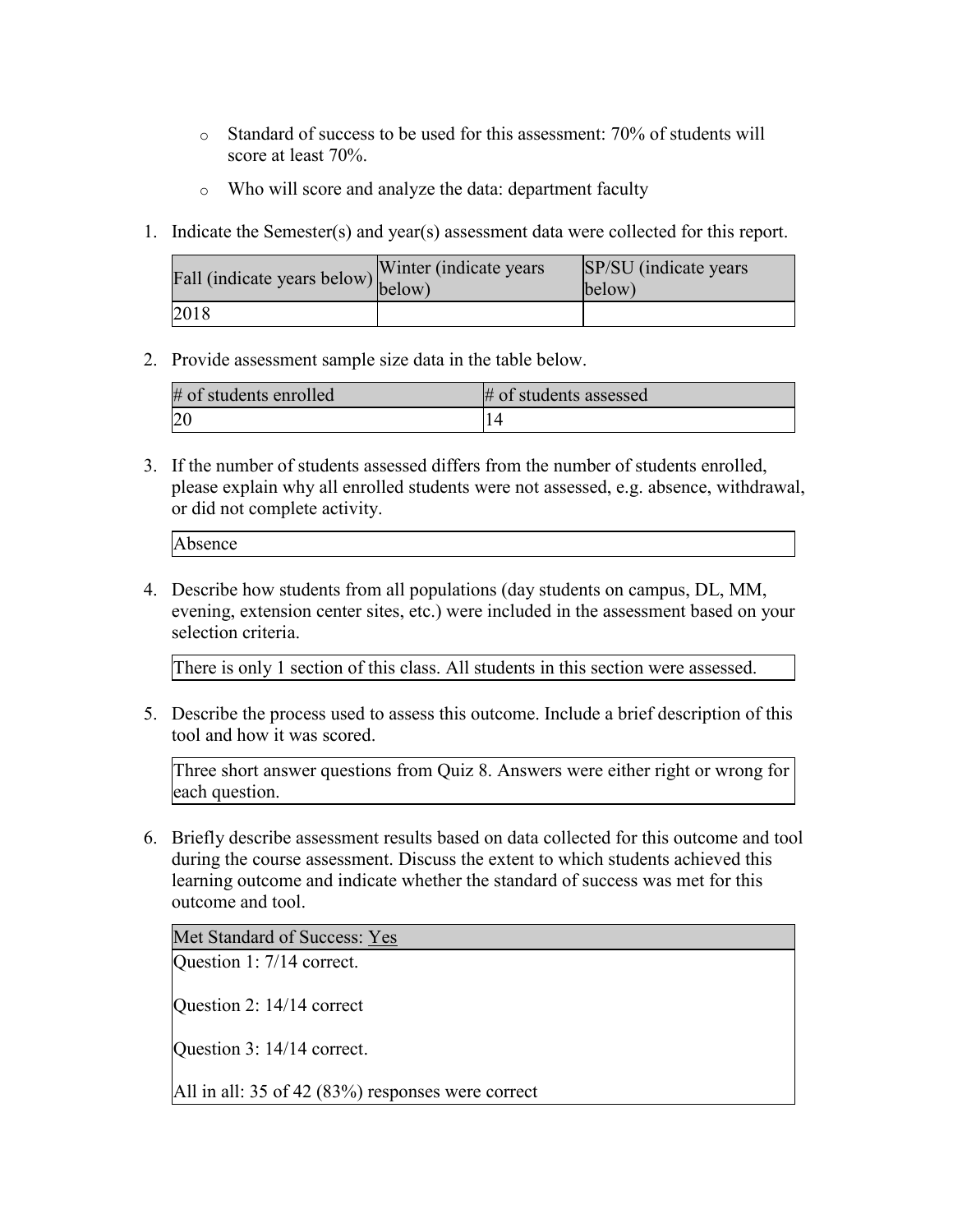- Standard of success to be used for this assessment: 70% of students will score at least 70%.
- Who will score and analyze the data: department faculty

1. Indicate the Semester(s) and year(s) assessment data were collected for this report.

| Fall (indicate years below) | Winter (indicate years below) | SP/SU (indicate years below) |
|---|---|---|
| 2018 | | |

2. Provide assessment sample size data in the table below.

| # of students enrolled | # of students assessed |
|---|---|
| 20 | 14 |

3. If the number of students assessed differs from the number of students enrolled, please explain why all enrolled students were not assessed, e.g. absence, withdrawal, or did not complete activity.

| Absence |
|---|

4. Describe how students from all populations (day students on campus, DL, MM, evening, extension center sites, etc.) were included in the assessment based on your selection criteria.

| There is only 1 section of this class. All students in this section were assessed. |
|---|

5. Describe the process used to assess this outcome. Include a brief description of this tool and how it was scored.

| Three short answer questions from Quiz 8. Answers were either right or wrong for each question. |
|---|

6. Briefly describe assessment results based on data collected for this outcome and tool during the course assessment. Discuss the extent to which students achieved this learning outcome and indicate whether the standard of success was met for this outcome and tool.

| Met Standard of Success: Yes |
|---|
| Question 1: 7/14 correct.<br><br>Question 2: 14/14 correct<br><br>Question 3: 14/14 correct.<br><br>All in all: 35 of 42 (83%) responses were correct |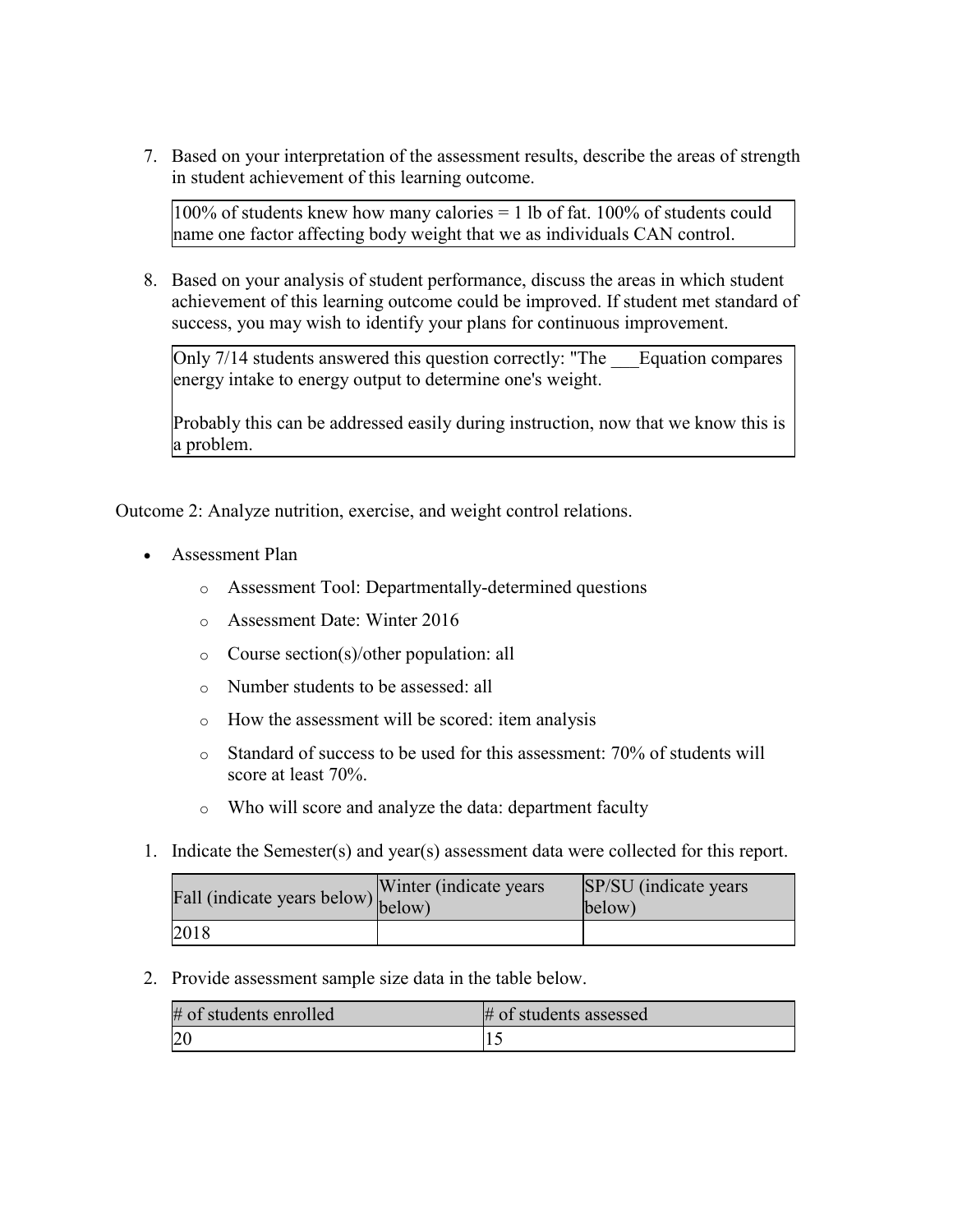7. Based on your interpretation of the assessment results, describe the areas of strength in student achievement of this learning outcome.

| 100% of students knew how many calories = 1 lb of fat. 100% of students could name one factor affecting body weight that we as individuals CAN control. |
|---|

8. Based on your analysis of student performance, discuss the areas in which student achievement of this learning outcome could be improved. If student met standard of success, you may wish to identify your plans for continuous improvement.

| Only 7/14 students answered this question correctly: "The ___Equation compares energy intake to energy output to determine one's weight.<br><br>Probably this can be addressed easily during instruction, now that we know this is a problem. |
|---|

Outcome 2: Analyze nutrition, exercise, and weight control relations.

- Assessment Plan
  - Assessment Tool: Departmentally-determined questions
  - Assessment Date: Winter 2016
  - Course section(s)/other population: all
  - Number students to be assessed: all
  - How the assessment will be scored: item analysis
  - Standard of success to be used for this assessment: 70% of students will score at least 70%.
  - Who will score and analyze the data: department faculty

1. Indicate the Semester(s) and year(s) assessment data were collected for this report.

| Fall (indicate years below) | Winter (indicate years below) | SP/SU (indicate years below) |
|---|---|---|
| 2018 | | |

2. Provide assessment sample size data in the table below.

| # of students enrolled | # of students assessed |
|---|---|
| 20 | 15 |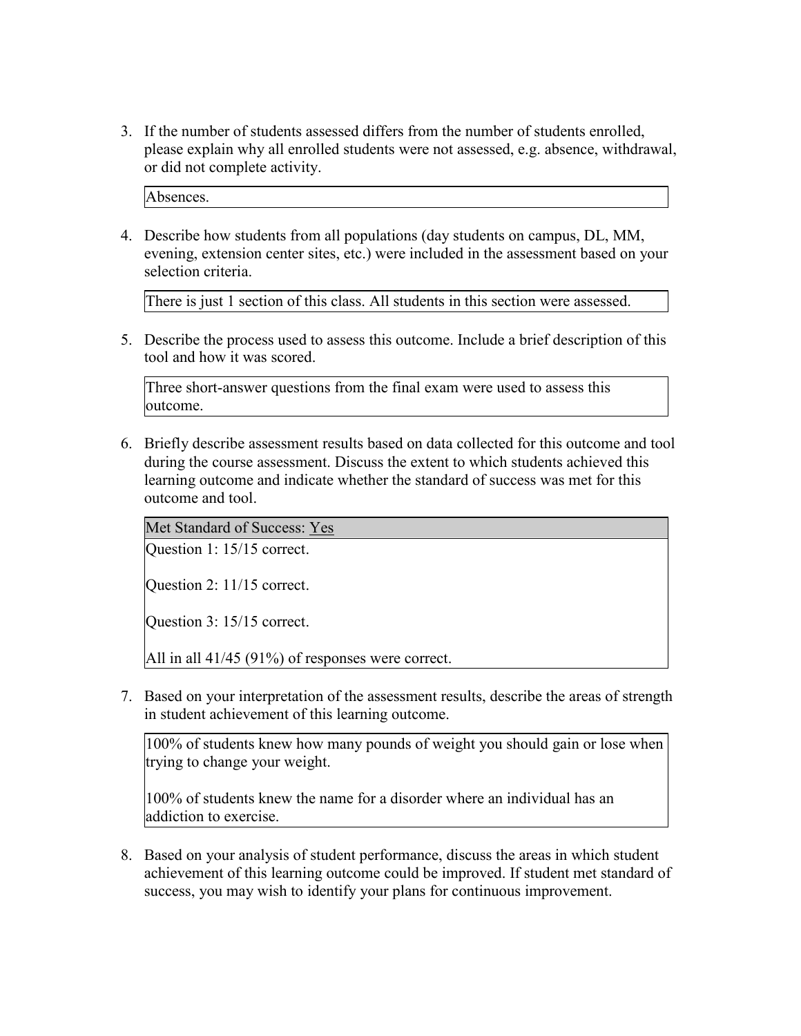3. If the number of students assessed differs from the number of students enrolled, please explain why all enrolled students were not assessed, e.g. absence, withdrawal, or did not complete activity.

| Absences. |
|---|

4. Describe how students from all populations (day students on campus, DL, MM, evening, extension center sites, etc.) were included in the assessment based on your selection criteria.

| There is just 1 section of this class. All students in this section were assessed. |
|---|

5. Describe the process used to assess this outcome. Include a brief description of this tool and how it was scored.

| Three short-answer questions from the final exam were used to assess this outcome. |
|---|

6. Briefly describe assessment results based on data collected for this outcome and tool during the course assessment. Discuss the extent to which students achieved this learning outcome and indicate whether the standard of success was met for this outcome and tool.

| Met Standard of Success: <u>Yes</u> |
|---|
| Question 1: 15/15 correct.<br><br>Question 2: 11/15 correct.<br><br>Question 3: 15/15 correct.<br><br>All in all 41/45 (91%) of responses were correct. |

7. Based on your interpretation of the assessment results, describe the areas of strength in student achievement of this learning outcome.

| 100% of students knew how many pounds of weight you should gain or lose when trying to change your weight.<br><br>100% of students knew the name for a disorder where an individual has an addiction to exercise. |
|---|

8. Based on your analysis of student performance, discuss the areas in which student achievement of this learning outcome could be improved. If student met standard of success, you may wish to identify your plans for continuous improvement.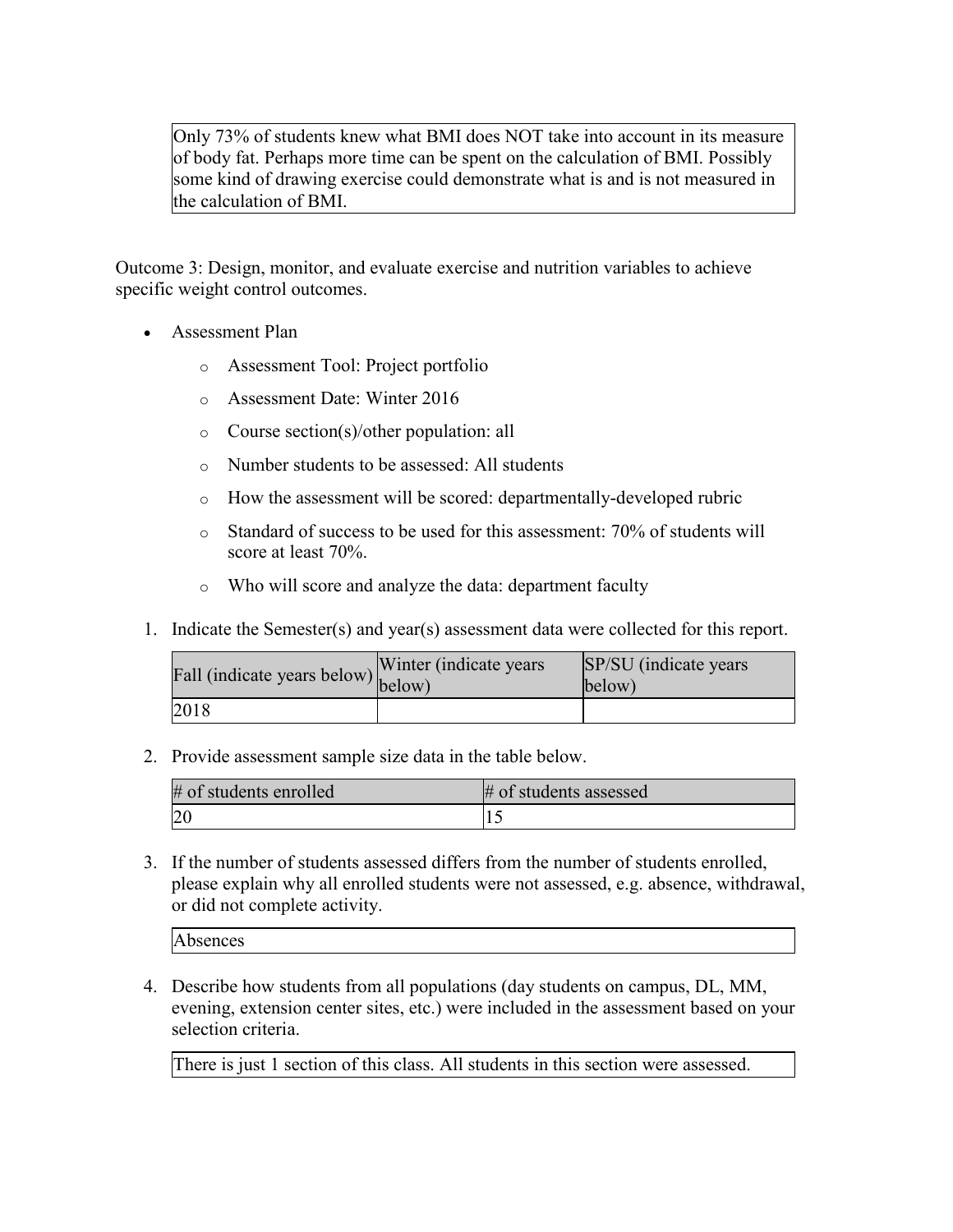| Only 73% of students knew what BMI does NOT take into account in its measure of body fat. Perhaps more time can be spent on the calculation of BMI. Possibly some kind of drawing exercise could demonstrate what is and is not measured in the calculation of BMI. |
| --- |

Outcome 3: Design, monitor, and evaluate exercise and nutrition variables to achieve specific weight control outcomes.

- Assessment Plan
  - Assessment Tool: Project portfolio
  - Assessment Date: Winter 2016
  - Course section(s)/other population: all
  - Number students to be assessed: All students
  - How the assessment will be scored: departmentally-developed rubric
  - Standard of success to be used for this assessment: 70% of students will score at least 70%.
  - Who will score and analyze the data: department faculty

1. Indicate the Semester(s) and year(s) assessment data were collected for this report.

| Fall (indicate years below) | Winter (indicate years below) | SP/SU (indicate years below) |
| --- | --- | --- |
| 2018 | | |

2. Provide assessment sample size data in the table below.

| # of students enrolled | # of students assessed |
| --- | --- |
| 20 | 15 |

3. If the number of students assessed differs from the number of students enrolled, please explain why all enrolled students were not assessed, e.g. absence, withdrawal, or did not complete activity.

| Absences |
| --- |

4. Describe how students from all populations (day students on campus, DL, MM, evening, extension center sites, etc.) were included in the assessment based on your selection criteria.

| There is just 1 section of this class. All students in this section were assessed. |
| --- |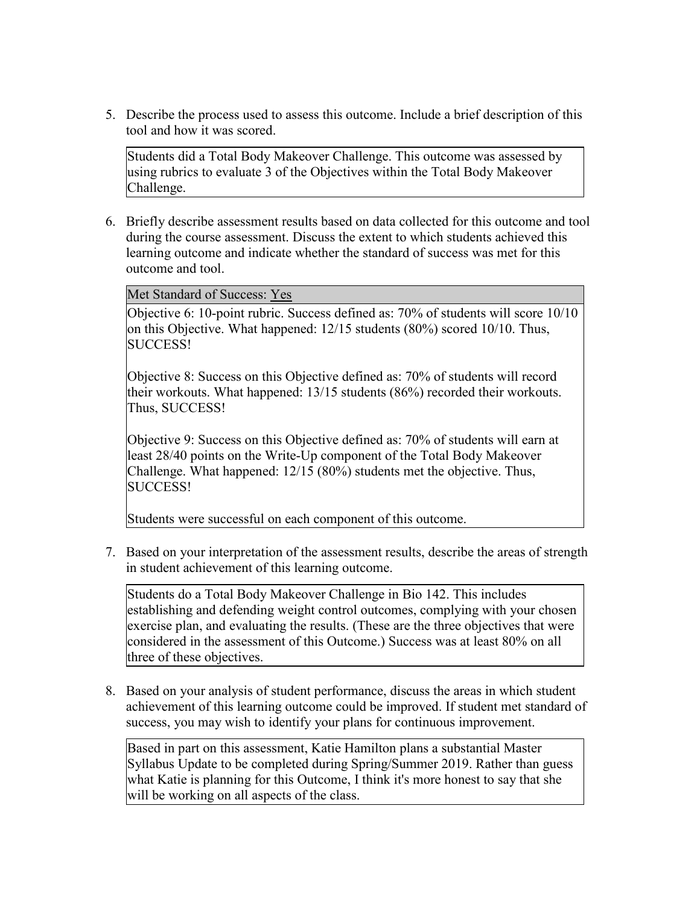5. Describe the process used to assess this outcome. Include a brief description of this tool and how it was scored.

   Students did a Total Body Makeover Challenge. This outcome was assessed by using rubrics to evaluate 3 of the Objectives within the Total Body Makeover Challenge.

6. Briefly describe assessment results based on data collected for this outcome and tool during the course assessment. Discuss the extent to which students achieved this learning outcome and indicate whether the standard of success was met for this outcome and tool.

   Met Standard of Success: Yes

   Objective 6: 10-point rubric. Success defined as: 70% of students will score 10/10 on this Objective. What happened: 12/15 students (80%) scored 10/10. Thus, SUCCESS!

   Objective 8: Success on this Objective defined as: 70% of students will record their workouts. What happened: 13/15 students (86%) recorded their workouts. Thus, SUCCESS!

   Objective 9: Success on this Objective defined as: 70% of students will earn at least 28/40 points on the Write-Up component of the Total Body Makeover Challenge. What happened: 12/15 (80%) students met the objective. Thus, SUCCESS!

   Students were successful on each component of this outcome.

7. Based on your interpretation of the assessment results, describe the areas of strength in student achievement of this learning outcome.

   Students do a Total Body Makeover Challenge in Bio 142. This includes establishing and defending weight control outcomes, complying with your chosen exercise plan, and evaluating the results. (These are the three objectives that were considered in the assessment of this Outcome.) Success was at least 80% on all three of these objectives.

8. Based on your analysis of student performance, discuss the areas in which student achievement of this learning outcome could be improved. If student met standard of success, you may wish to identify your plans for continuous improvement.

   Based in part on this assessment, Katie Hamilton plans a substantial Master Syllabus Update to be completed during Spring/Summer 2019. Rather than guess what Katie is planning for this Outcome, I think it's more honest to say that she will be working on all aspects of the class.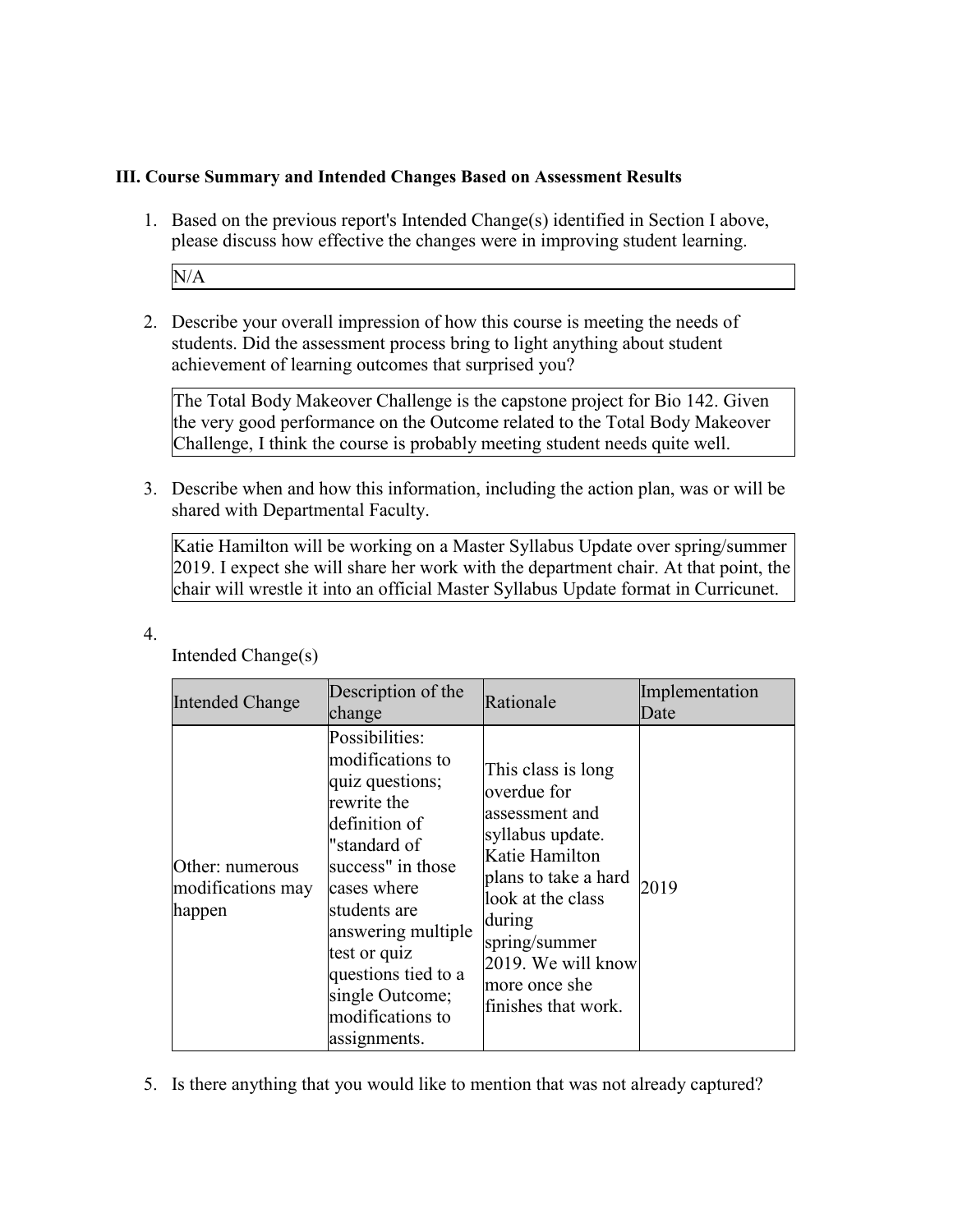**III. Course Summary and Intended Changes Based on Assessment Results**

1. Based on the previous report's Intended Change(s) identified in Section I above, please discuss how effective the changes were in improving student learning.

   N/A

2. Describe your overall impression of how this course is meeting the needs of students. Did the assessment process bring to light anything about student achievement of learning outcomes that surprised you?

   The Total Body Makeover Challenge is the capstone project for Bio 142. Given the very good performance on the Outcome related to the Total Body Makeover Challenge, I think the course is probably meeting student needs quite well.

3. Describe when and how this information, including the action plan, was or will be shared with Departmental Faculty.

   Katie Hamilton will be working on a Master Syllabus Update over spring/summer 2019. I expect she will share her work with the department chair. At that point, the chair will wrestle it into an official Master Syllabus Update format in Curricunet.

4. Intended Change(s)

| Intended Change | Description of the change | Rationale | Implementation Date |
| --- | --- | --- | --- |
| Other: numerous modifications may happen | Possibilities: modifications to quiz questions; rewrite the definition of "standard of success" in those cases where students are answering multiple test or quiz questions tied to a single Outcome; modifications to assignments. | This class is long overdue for assessment and syllabus update. Katie Hamilton plans to take a hard look at the class during spring/summer 2019. We will know more once she finishes that work. | 2019 |

5. Is there anything that you would like to mention that was not already captured?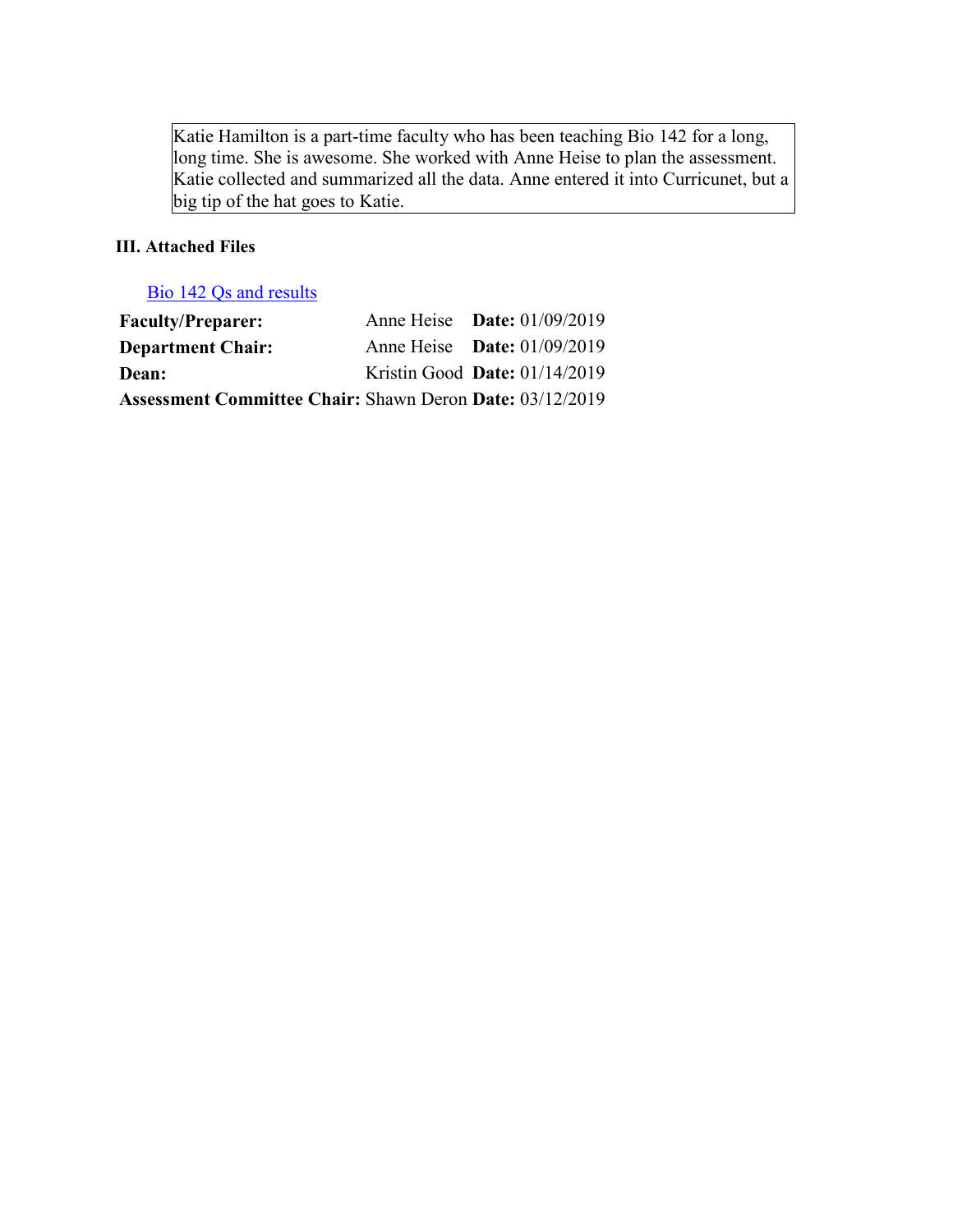Katie Hamilton is a part-time faculty who has been teaching Bio 142 for a long, long time. She is awesome. She worked with Anne Heise to plan the assessment. Katie collected and summarized all the data. Anne entered it into Curricunet, but a big tip of the hat goes to Katie.

### III. Attached Files

[Bio 142 Qs and results]

| | | |
|---|---|---|
| **Faculty/Preparer:** | Anne Heise | **Date:** 01/09/2019 |
| **Department Chair:** | Anne Heise | **Date:** 01/09/2019 |
| **Dean:** | Kristin Good | **Date:** 01/14/2019 |
| **Assessment Committee Chair:** | Shawn Deron | **Date:** 03/12/2019 |